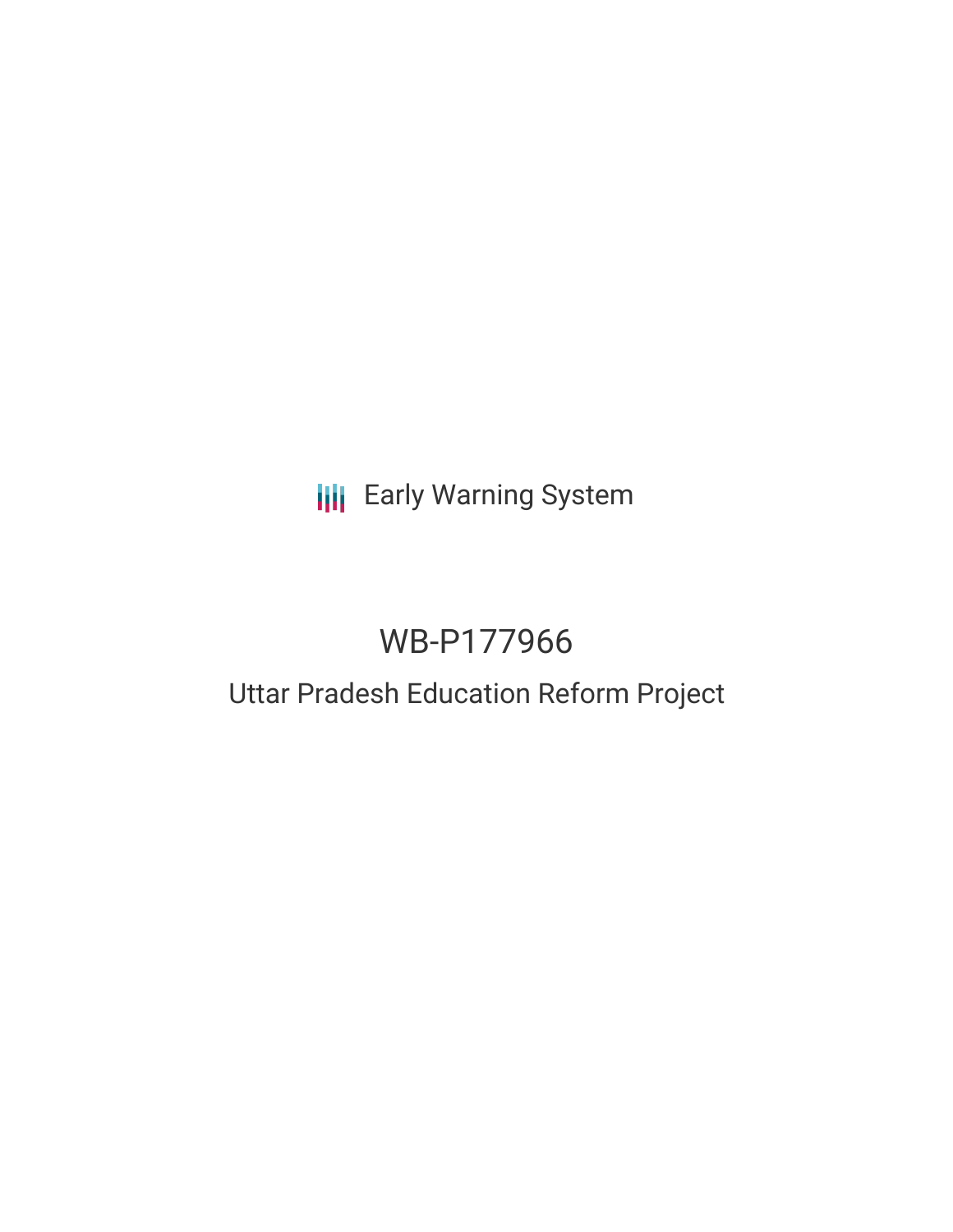Early Warning System

# WB-P177966

## Uttar Pradesh Education Reform Project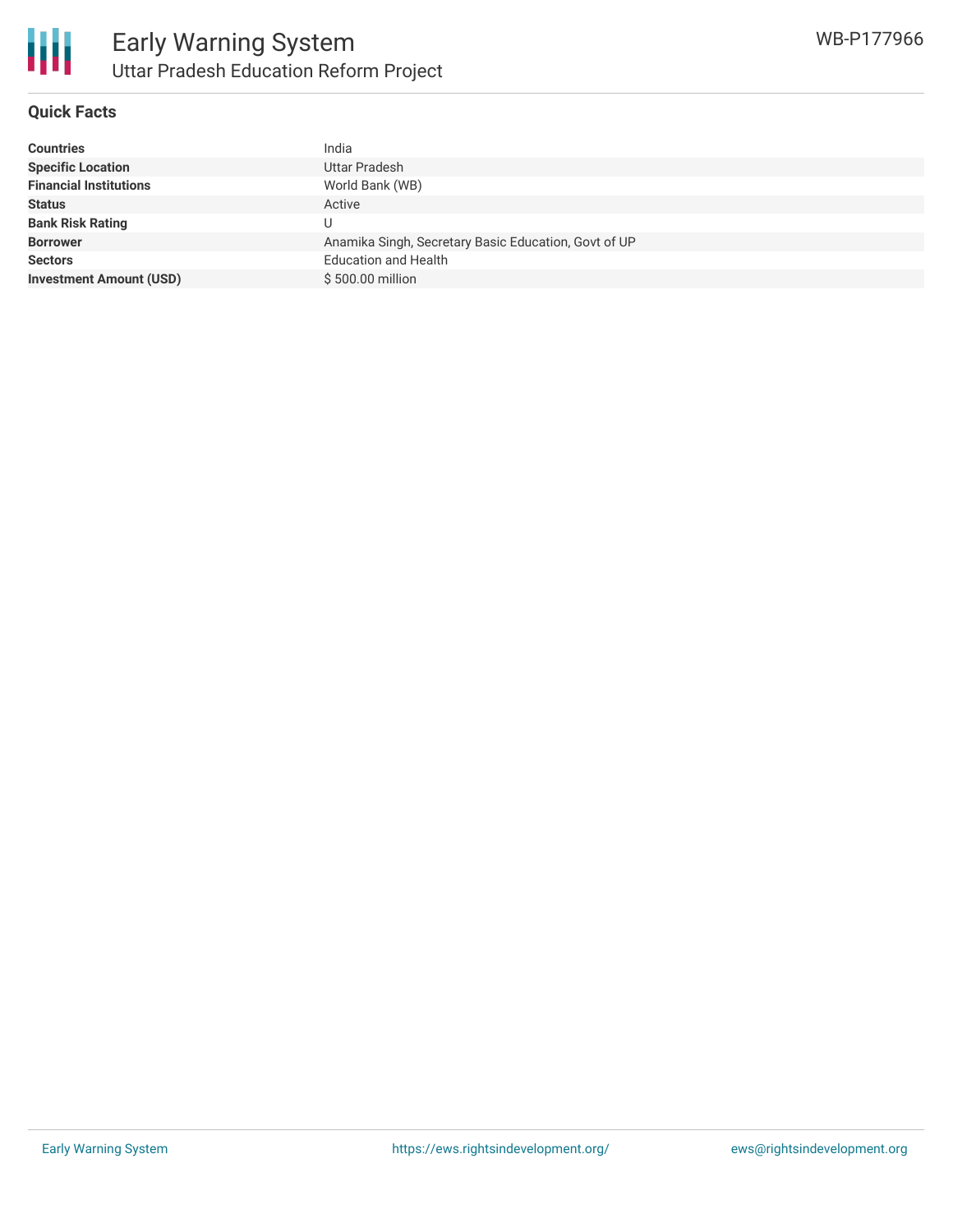## Quick Facts

| | |
|---|---|
| **Countries** | India |
| **Specific Location** | Uttar Pradesh |
| **Financial Institutions** | World Bank (WB) |
| **Status** | Active |
| **Bank Risk Rating** | U |
| **Borrower** | Anamika Singh, Secretary Basic Education, Govt of UP |
| **Sectors** | Education and Health |
| **Investment Amount (USD)** | $ 500.00 million |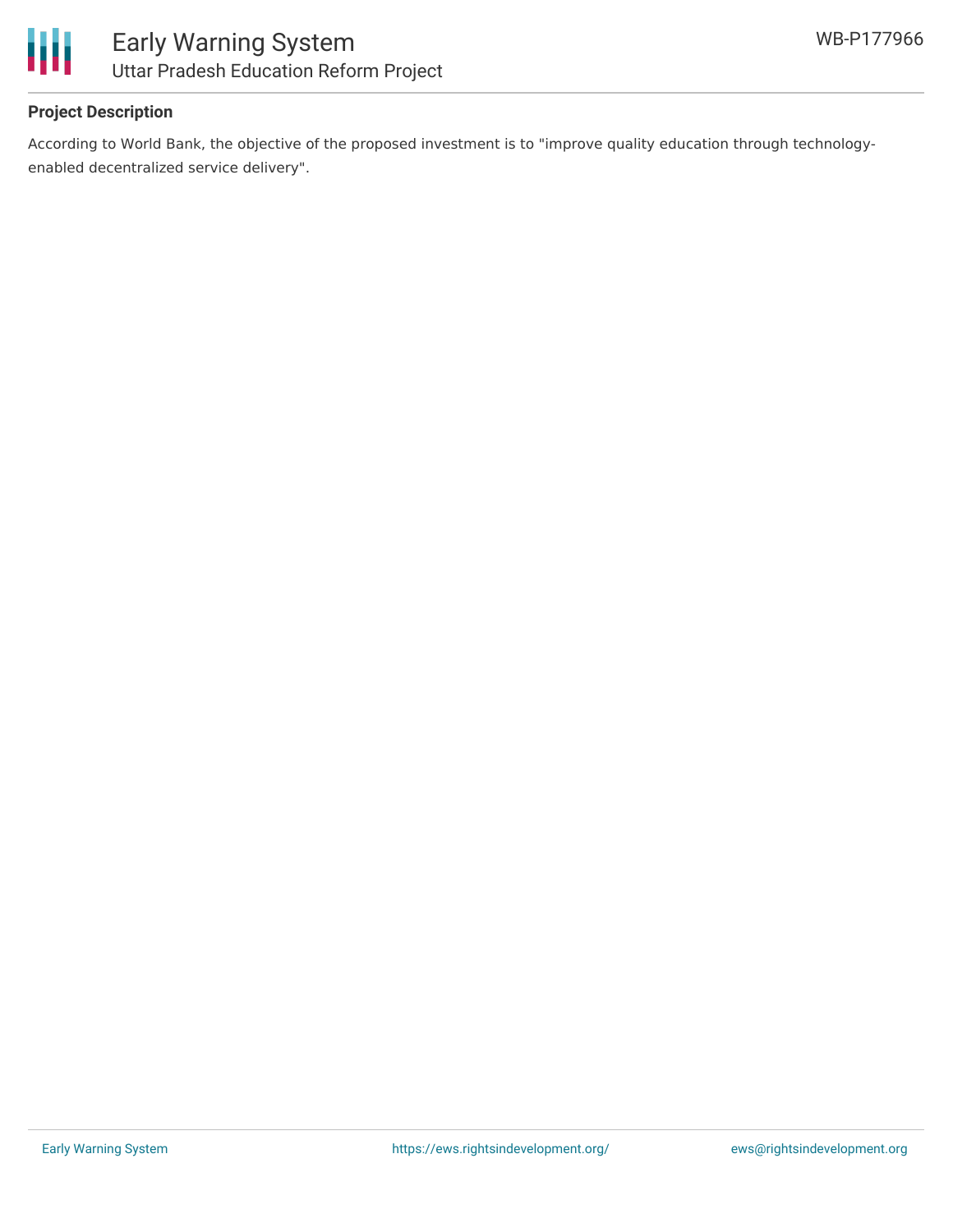## Project Description

According to World Bank, the objective of the proposed investment is to "improve quality education through technology-enabled decentralized service delivery".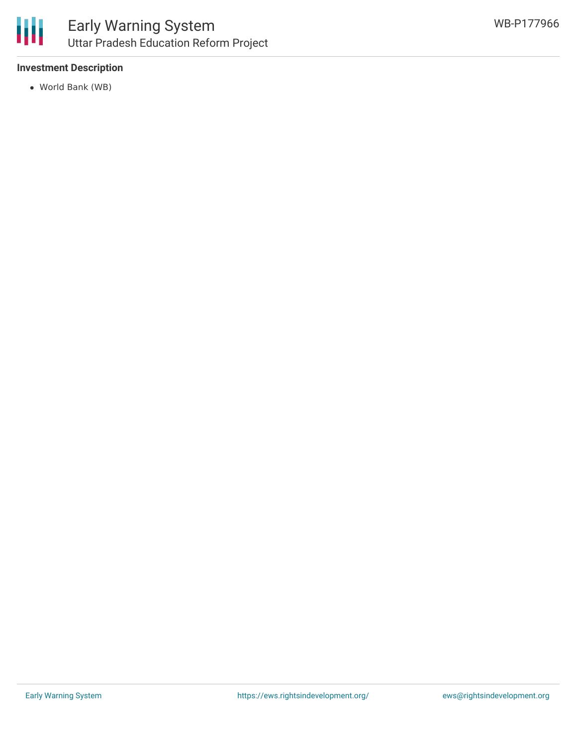**Investment Description**

- World Bank (WB)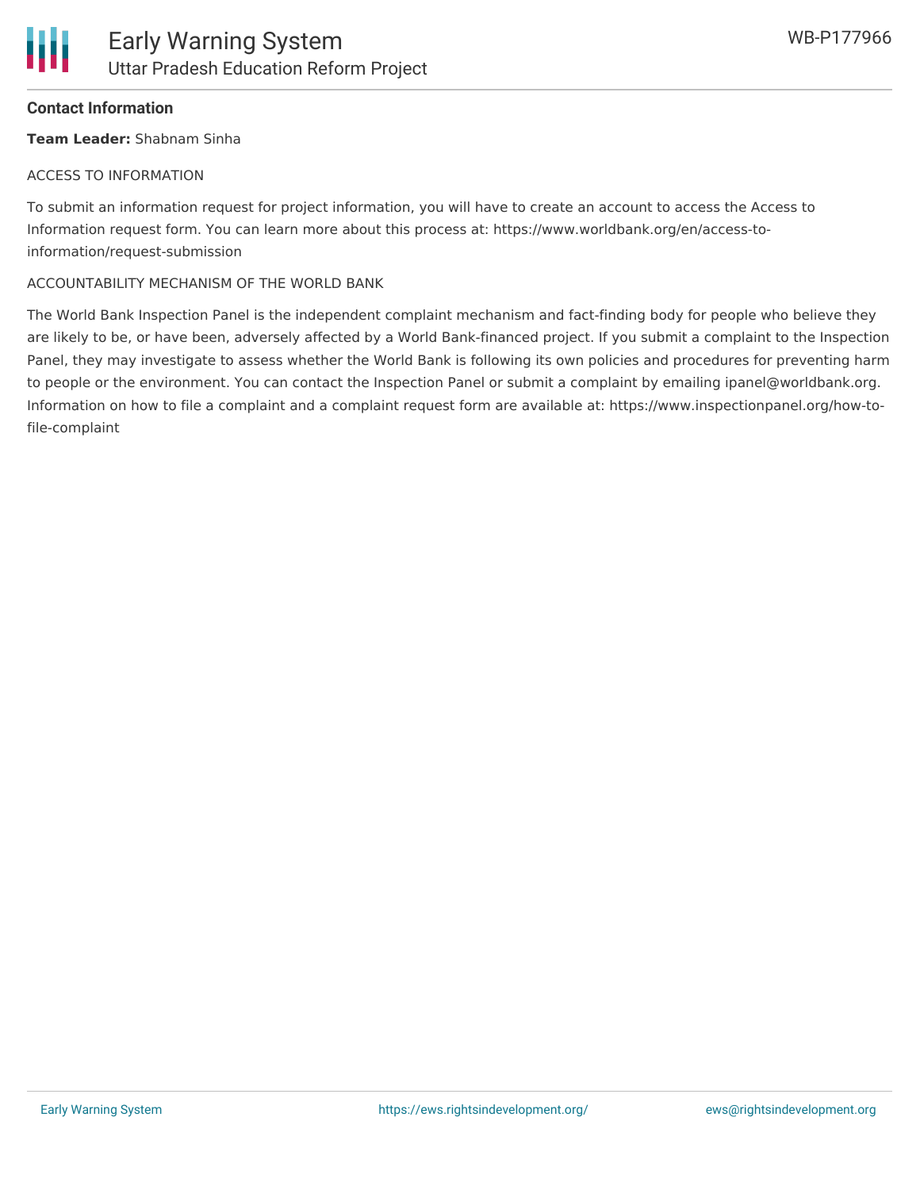### Contact Information

**Team Leader:** Shabnam Sinha

ACCESS TO INFORMATION

To submit an information request for project information, you will have to create an account to access the Access to Information request form. You can learn more about this process at: https://www.worldbank.org/en/access-to-information/request-submission

ACCOUNTABILITY MECHANISM OF THE WORLD BANK

The World Bank Inspection Panel is the independent complaint mechanism and fact-finding body for people who believe they are likely to be, or have been, adversely affected by a World Bank-financed project. If you submit a complaint to the Inspection Panel, they may investigate to assess whether the World Bank is following its own policies and procedures for preventing harm to people or the environment. You can contact the Inspection Panel or submit a complaint by emailing ipanel@worldbank.org. Information on how to file a complaint and a complaint request form are available at: https://www.inspectionpanel.org/how-to-file-complaint